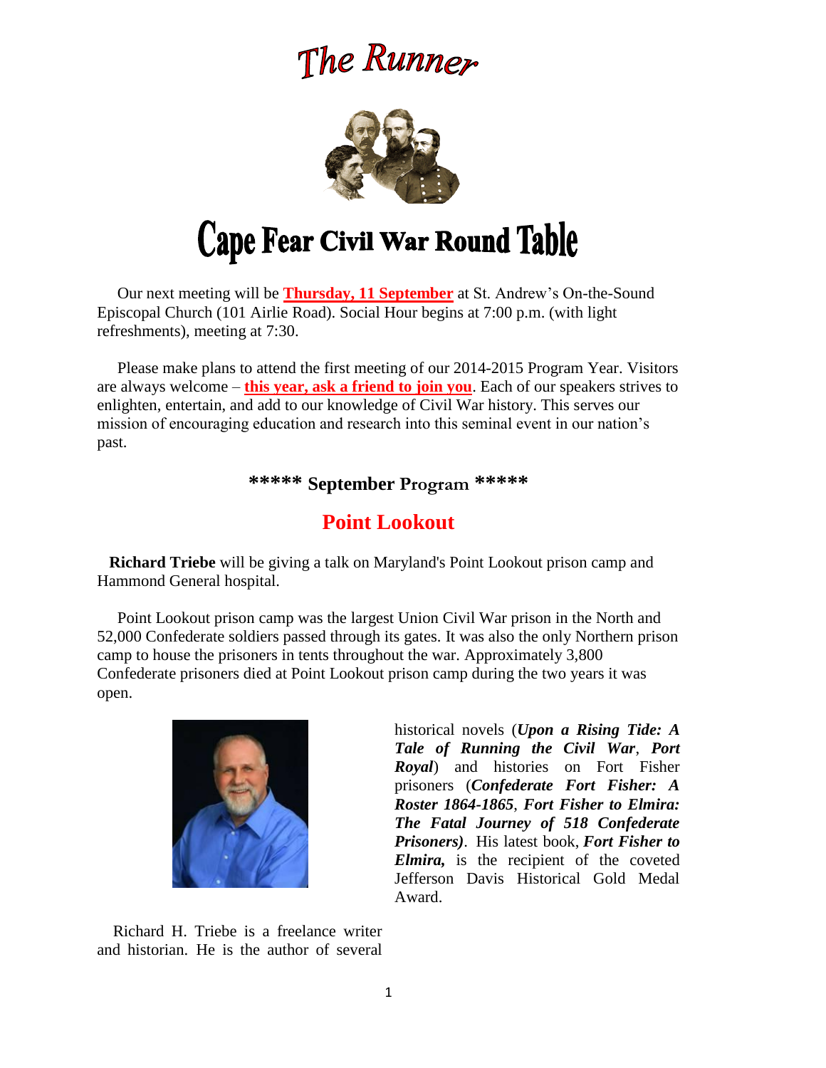# The Runner

# Cape Fear Civil War Round Table

Our next meeting will be **Thursday, 11 September** at St. Andrew's On-the-Sound Episcopal Church (101 Airlie Road). Social Hour begins at 7:00 p.m. (with light refreshments), meeting at 7:30.

Please make plans to attend the first meeting of our 2014-2015 Program Year. Visitors are always welcome – **this year, ask a friend to join you**. Each of our speakers strives to enlighten, entertain, and add to our knowledge of Civil War history. This serves our mission of encouraging education and research into this seminal event in our nation's past.

### ***** September Program *****

## Point Lookout

**Richard Triebe** will be giving a talk on Maryland's Point Lookout prison camp and Hammond General hospital.

Point Lookout prison camp was the largest Union Civil War prison in the North and 52,000 Confederate soldiers passed through its gates. It was also the only Northern prison camp to house the prisoners in tents throughout the war. Approximately 3,800 Confederate prisoners died at Point Lookout prison camp during the two years it was open.

Richard H. Triebe is a freelance writer and historian. He is the author of several historical novels (***Upon a Rising Tide: A Tale of Running the Civil War***, ***Port Royal***) and histories on Fort Fisher prisoners (***Confederate Fort Fisher: A Roster 1864-1865***, ***Fort Fisher to Elmira: The Fatal Journey of 518 Confederate Prisoners)***. His latest book, ***Fort Fisher to Elmira,*** is the recipient of the coveted Jefferson Davis Historical Gold Medal Award.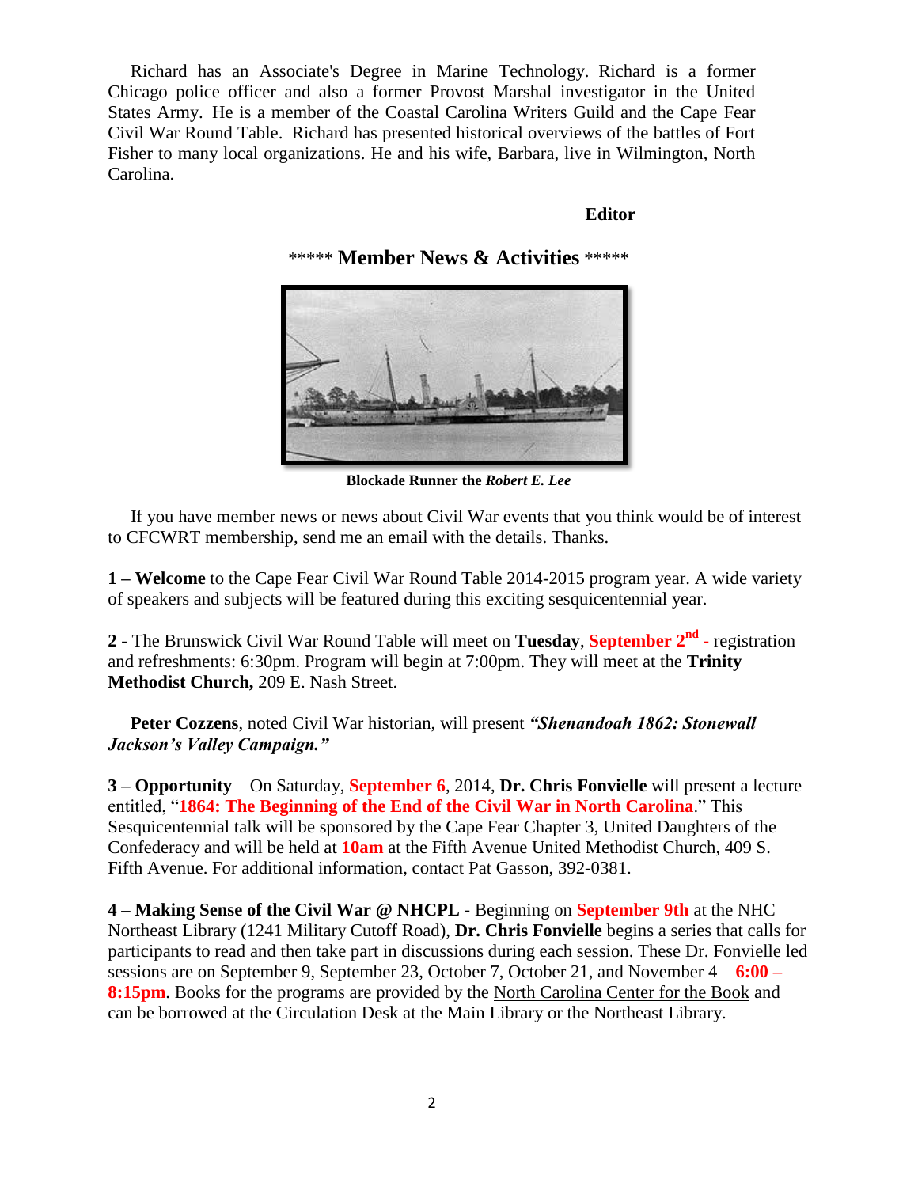Richard has an Associate's Degree in Marine Technology. Richard is a former Chicago police officer and also a former Provost Marshal investigator in the United States Army. He is a member of the Coastal Carolina Writers Guild and the Cape Fear Civil War Round Table. Richard has presented historical overviews of the battles of Fort Fisher to many local organizations. He and his wife, Barbara, live in Wilmington, North Carolina.

**Editor**

## ***** Member News & Activities *****

**Blockade Runner the *Robert E. Lee***

If you have member news or news about Civil War events that you think would be of interest to CFCWRT membership, send me an email with the details. Thanks.

**1 – Welcome** to the Cape Fear Civil War Round Table 2014-2015 program year. A wide variety of speakers and subjects will be featured during this exciting sesquicentennial year.

**2** - The Brunswick Civil War Round Table will meet on **Tuesday**, **September 2nd -** registration and refreshments: 6:30pm. Program will begin at 7:00pm. They will meet at the **Trinity Methodist Church,** 209 E. Nash Street.

**Peter Cozzens**, noted Civil War historian, will present ***"Shenandoah 1862: Stonewall Jackson's Valley Campaign."***

**3 – Opportunity** – On Saturday, **September 6**, 2014, **Dr. Chris Fonvielle** will present a lecture entitled, "**1864: The Beginning of the End of the Civil War in North Carolina**." This Sesquicentennial talk will be sponsored by the Cape Fear Chapter 3, United Daughters of the Confederacy and will be held at **10am** at the Fifth Avenue United Methodist Church, 409 S. Fifth Avenue. For additional information, contact Pat Gasson, 392-0381.

**4 – Making Sense of the Civil War @ NHCPL -** Beginning on **September 9th** at the NHC Northeast Library (1241 Military Cutoff Road), **Dr. Chris Fonvielle** begins a series that calls for participants to read and then take part in discussions during each session. These Dr. Fonvielle led sessions are on September 9, September 23, October 7, October 21, and November 4 – **6:00 – 8:15pm**. Books for the programs are provided by the North Carolina Center for the Book and can be borrowed at the Circulation Desk at the Main Library or the Northeast Library.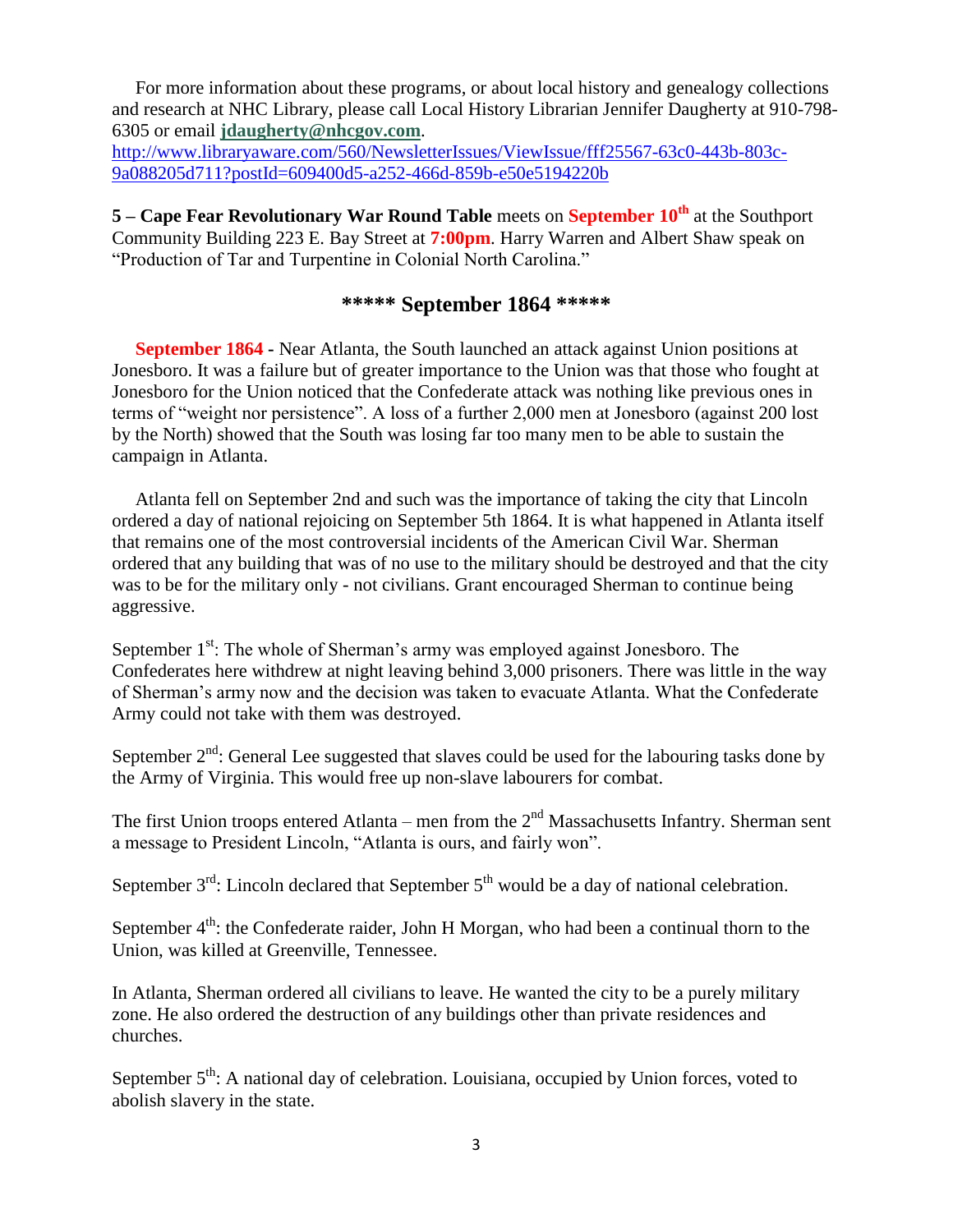For more information about these programs, or about local history and genealogy collections and research at NHC Library, please call Local History Librarian Jennifer Daugherty at 910-798-6305 or email **jdaugherty@nhcgov.com**.
http://www.libraryaware.com/560/NewsletterIssues/ViewIssue/fff25567-63c0-443b-803c-9a088205d711?postId=609400d5-a252-466d-859b-e50e5194220b

**5 – Cape Fear Revolutionary War Round Table** meets on **September 10th** at the Southport Community Building 223 E. Bay Street at **7:00pm**. Harry Warren and Albert Shaw speak on "Production of Tar and Turpentine in Colonial North Carolina."

## ***** September 1864 *****

**September 1864 -** Near Atlanta, the South launched an attack against Union positions at Jonesboro. It was a failure but of greater importance to the Union was that those who fought at Jonesboro for the Union noticed that the Confederate attack was nothing like previous ones in terms of "weight nor persistence". A loss of a further 2,000 men at Jonesboro (against 200 lost by the North) showed that the South was losing far too many men to be able to sustain the campaign in Atlanta.

Atlanta fell on September 2nd and such was the importance of taking the city that Lincoln ordered a day of national rejoicing on September 5th 1864. It is what happened in Atlanta itself that remains one of the most controversial incidents of the American Civil War. Sherman ordered that any building that was of no use to the military should be destroyed and that the city was to be for the military only - not civilians. Grant encouraged Sherman to continue being aggressive.

September 1st: The whole of Sherman's army was employed against Jonesboro. The Confederates here withdrew at night leaving behind 3,000 prisoners. There was little in the way of Sherman's army now and the decision was taken to evacuate Atlanta. What the Confederate Army could not take with them was destroyed.

September 2nd: General Lee suggested that slaves could be used for the labouring tasks done by the Army of Virginia. This would free up non-slave labourers for combat.

The first Union troops entered Atlanta – men from the 2nd Massachusetts Infantry. Sherman sent a message to President Lincoln, "Atlanta is ours, and fairly won".

September 3rd: Lincoln declared that September 5th would be a day of national celebration.

September 4th: the Confederate raider, John H Morgan, who had been a continual thorn to the Union, was killed at Greenville, Tennessee.

In Atlanta, Sherman ordered all civilians to leave. He wanted the city to be a purely military zone. He also ordered the destruction of any buildings other than private residences and churches.

September 5th: A national day of celebration. Louisiana, occupied by Union forces, voted to abolish slavery in the state.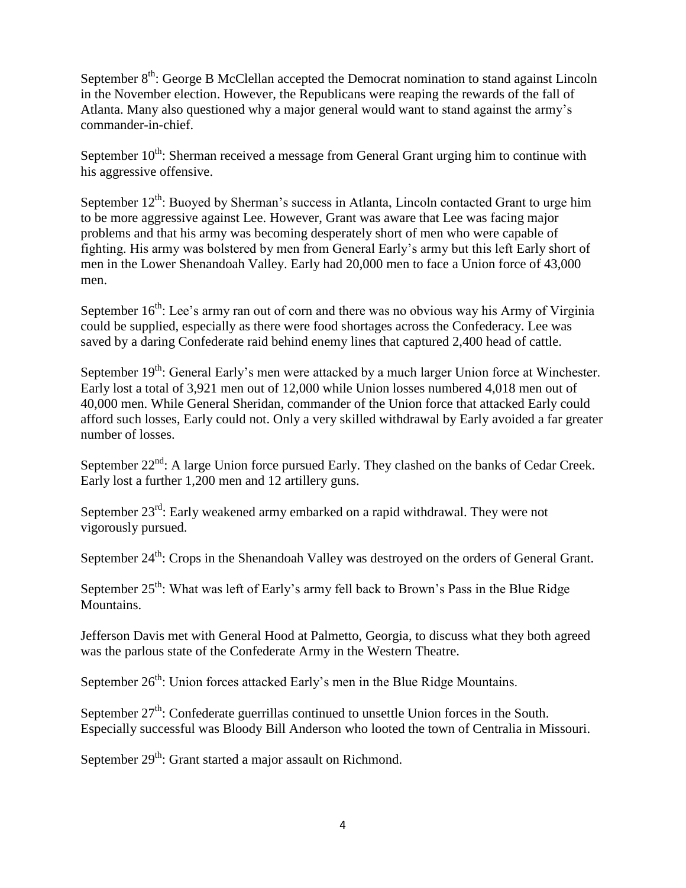September 8th: George B McClellan accepted the Democrat nomination to stand against Lincoln in the November election. However, the Republicans were reaping the rewards of the fall of Atlanta. Many also questioned why a major general would want to stand against the army's commander-in-chief.

September 10th: Sherman received a message from General Grant urging him to continue with his aggressive offensive.

September 12th: Buoyed by Sherman's success in Atlanta, Lincoln contacted Grant to urge him to be more aggressive against Lee. However, Grant was aware that Lee was facing major problems and that his army was becoming desperately short of men who were capable of fighting. His army was bolstered by men from General Early's army but this left Early short of men in the Lower Shenandoah Valley. Early had 20,000 men to face a Union force of 43,000 men.

September 16th: Lee's army ran out of corn and there was no obvious way his Army of Virginia could be supplied, especially as there were food shortages across the Confederacy. Lee was saved by a daring Confederate raid behind enemy lines that captured 2,400 head of cattle.

September 19th: General Early's men were attacked by a much larger Union force at Winchester. Early lost a total of 3,921 men out of 12,000 while Union losses numbered 4,018 men out of 40,000 men. While General Sheridan, commander of the Union force that attacked Early could afford such losses, Early could not. Only a very skilled withdrawal by Early avoided a far greater number of losses.

September 22nd: A large Union force pursued Early. They clashed on the banks of Cedar Creek. Early lost a further 1,200 men and 12 artillery guns.

September 23rd: Early weakened army embarked on a rapid withdrawal. They were not vigorously pursued.

September 24th: Crops in the Shenandoah Valley was destroyed on the orders of General Grant.

September 25th: What was left of Early's army fell back to Brown's Pass in the Blue Ridge Mountains.

Jefferson Davis met with General Hood at Palmetto, Georgia, to discuss what they both agreed was the parlous state of the Confederate Army in the Western Theatre.

September 26th: Union forces attacked Early's men in the Blue Ridge Mountains.

September 27th: Confederate guerrillas continued to unsettle Union forces in the South. Especially successful was Bloody Bill Anderson who looted the town of Centralia in Missouri.

September 29th: Grant started a major assault on Richmond.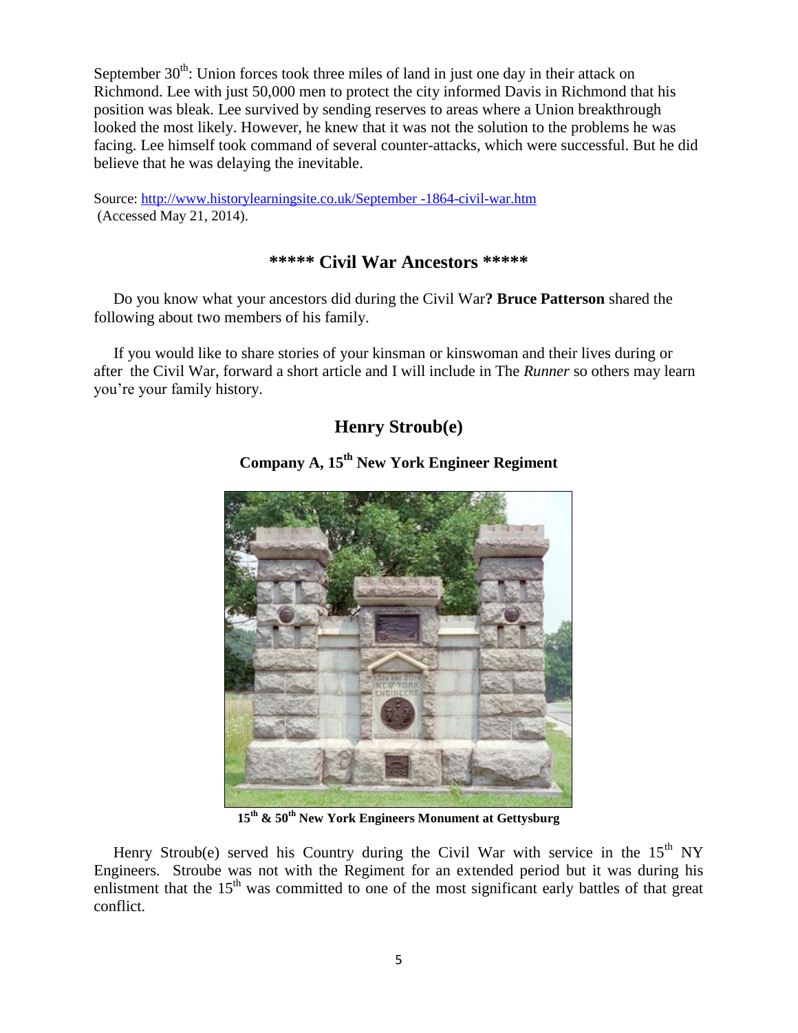September 30th: Union forces took three miles of land in just one day in their attack on Richmond. Lee with just 50,000 men to protect the city informed Davis in Richmond that his position was bleak. Lee survived by sending reserves to areas where a Union breakthrough looked the most likely. However, he knew that it was not the solution to the problems he was facing. Lee himself took command of several counter-attacks, which were successful. But he did believe that he was delaying the inevitable.

Source: [http://www.historylearningsite.co.uk/September -1864-civil-war.htm](http://www.historylearningsite.co.uk/September -1864-civil-war.htm)
(Accessed May 21, 2014).

## ***** Civil War Ancestors *****

Do you know what your ancestors did during the Civil War**? Bruce Patterson** shared the following about two members of his family.

If you would like to share stories of your kinsman or kinswoman and their lives during or after the Civil War, forward a short article and I will include in The *Runner* so others may learn you're your family history.

## Henry Stroub(e)

### Company A, 15th New York Engineer Regiment

**15th & 50th New York Engineers Monument at Gettysburg**

Henry Stroub(e) served his Country during the Civil War with service in the 15th NY Engineers. Stroube was not with the Regiment for an extended period but it was during his enlistment that the 15th was committed to one of the most significant early battles of that great conflict.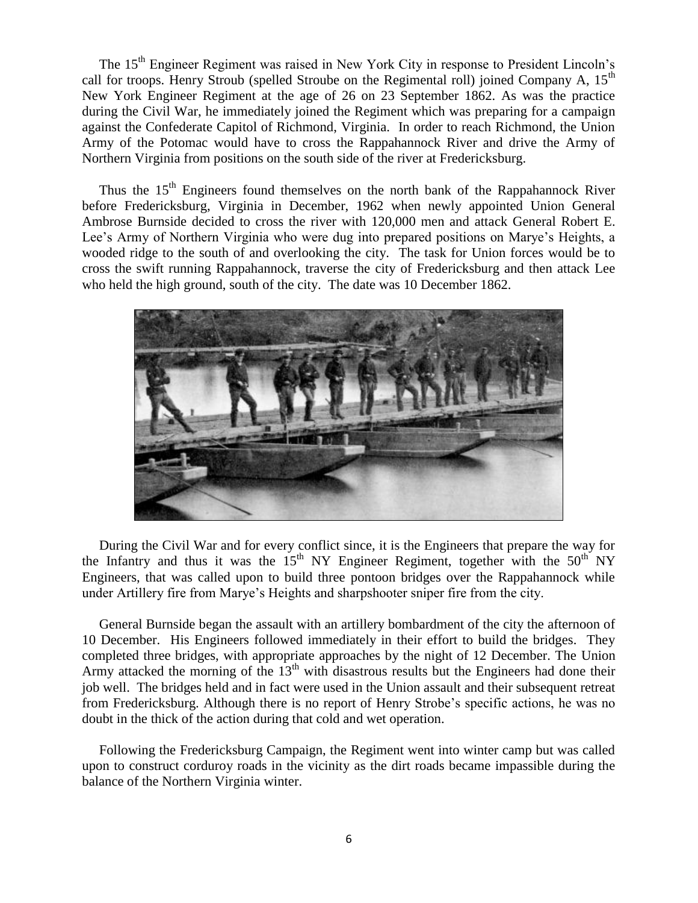The 15th Engineer Regiment was raised in New York City in response to President Lincoln's call for troops. Henry Stroub (spelled Stroube on the Regimental roll) joined Company A, 15th New York Engineer Regiment at the age of 26 on 23 September 1862. As was the practice during the Civil War, he immediately joined the Regiment which was preparing for a campaign against the Confederate Capitol of Richmond, Virginia. In order to reach Richmond, the Union Army of the Potomac would have to cross the Rappahannock River and drive the Army of Northern Virginia from positions on the south side of the river at Fredericksburg.

Thus the 15th Engineers found themselves on the north bank of the Rappahannock River before Fredericksburg, Virginia in December, 1962 when newly appointed Union General Ambrose Burnside decided to cross the river with 120,000 men and attack General Robert E. Lee's Army of Northern Virginia who were dug into prepared positions on Marye's Heights, a wooded ridge to the south of and overlooking the city. The task for Union forces would be to cross the swift running Rappahannock, traverse the city of Fredericksburg and then attack Lee who held the high ground, south of the city. The date was 10 December 1862.

During the Civil War and for every conflict since, it is the Engineers that prepare the way for the Infantry and thus it was the 15th NY Engineer Regiment, together with the 50th NY Engineers, that was called upon to build three pontoon bridges over the Rappahannock while under Artillery fire from Marye's Heights and sharpshooter sniper fire from the city.

General Burnside began the assault with an artillery bombardment of the city the afternoon of 10 December. His Engineers followed immediately in their effort to build the bridges. They completed three bridges, with appropriate approaches by the night of 12 December. The Union Army attacked the morning of the 13th with disastrous results but the Engineers had done their job well. The bridges held and in fact were used in the Union assault and their subsequent retreat from Fredericksburg. Although there is no report of Henry Strobe's specific actions, he was no doubt in the thick of the action during that cold and wet operation.

Following the Fredericksburg Campaign, the Regiment went into winter camp but was called upon to construct corduroy roads in the vicinity as the dirt roads became impassible during the balance of the Northern Virginia winter.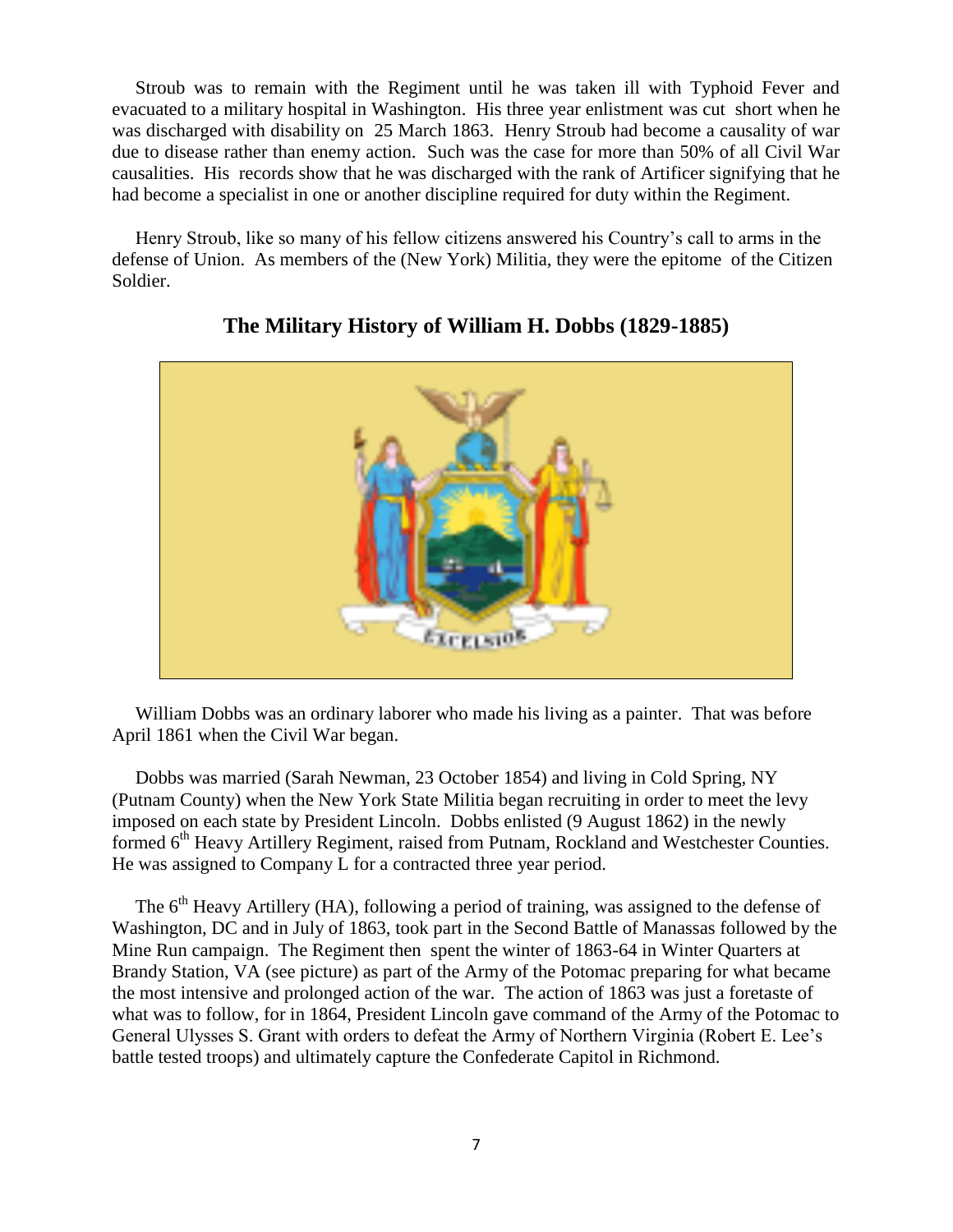Stroub was to remain with the Regiment until he was taken ill with Typhoid Fever and evacuated to a military hospital in Washington. His three year enlistment was cut short when he was discharged with disability on 25 March 1863. Henry Stroub had become a causality of war due to disease rather than enemy action. Such was the case for more than 50% of all Civil War causalities. His records show that he was discharged with the rank of Artificer signifying that he had become a specialist in one or another discipline required for duty within the Regiment.

Henry Stroub, like so many of his fellow citizens answered his Country's call to arms in the defense of Union. As members of the (New York) Militia, they were the epitome of the Citizen Soldier.

## The Military History of William H. Dobbs (1829-1885)

William Dobbs was an ordinary laborer who made his living as a painter. That was before April 1861 when the Civil War began.

Dobbs was married (Sarah Newman, 23 October 1854) and living in Cold Spring, NY (Putnam County) when the New York State Militia began recruiting in order to meet the levy imposed on each state by President Lincoln. Dobbs enlisted (9 August 1862) in the newly formed 6th Heavy Artillery Regiment, raised from Putnam, Rockland and Westchester Counties. He was assigned to Company L for a contracted three year period.

The 6th Heavy Artillery (HA), following a period of training, was assigned to the defense of Washington, DC and in July of 1863, took part in the Second Battle of Manassas followed by the Mine Run campaign. The Regiment then spent the winter of 1863-64 in Winter Quarters at Brandy Station, VA (see picture) as part of the Army of the Potomac preparing for what became the most intensive and prolonged action of the war. The action of 1863 was just a foretaste of what was to follow, for in 1864, President Lincoln gave command of the Army of the Potomac to General Ulysses S. Grant with orders to defeat the Army of Northern Virginia (Robert E. Lee's battle tested troops) and ultimately capture the Confederate Capitol in Richmond.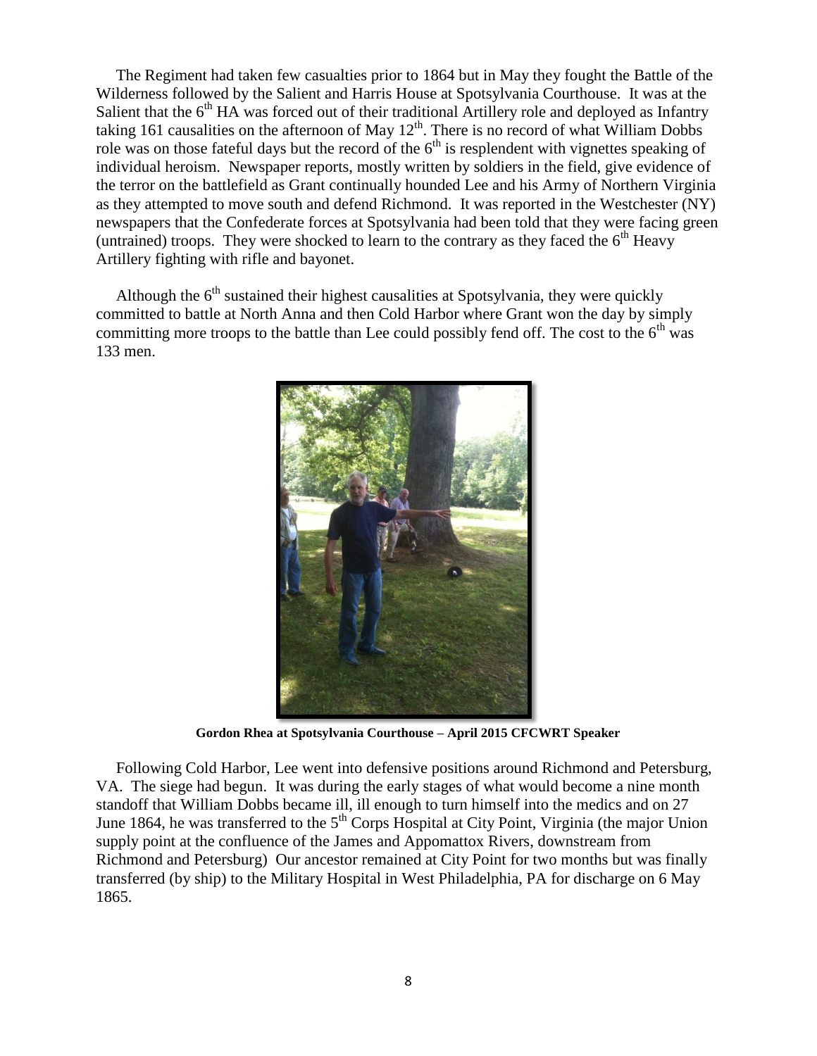The Regiment had taken few casualties prior to 1864 but in May they fought the Battle of the Wilderness followed by the Salient and Harris House at Spotsylvania Courthouse. It was at the Salient that the 6th HA was forced out of their traditional Artillery role and deployed as Infantry taking 161 causalities on the afternoon of May 12th. There is no record of what William Dobbs role was on those fateful days but the record of the 6th is resplendent with vignettes speaking of individual heroism. Newspaper reports, mostly written by soldiers in the field, give evidence of the terror on the battlefield as Grant continually hounded Lee and his Army of Northern Virginia as they attempted to move south and defend Richmond. It was reported in the Westchester (NY) newspapers that the Confederate forces at Spotsylvania had been told that they were facing green (untrained) troops. They were shocked to learn to the contrary as they faced the 6th Heavy Artillery fighting with rifle and bayonet.

Although the 6th sustained their highest causalities at Spotsylvania, they were quickly committed to battle at North Anna and then Cold Harbor where Grant won the day by simply committing more troops to the battle than Lee could possibly fend off. The cost to the 6th was 133 men.

**Gordon Rhea at Spotsylvania Courthouse – April 2015 CFCWRT Speaker**

Following Cold Harbor, Lee went into defensive positions around Richmond and Petersburg, VA. The siege had begun. It was during the early stages of what would become a nine month standoff that William Dobbs became ill, ill enough to turn himself into the medics and on 27 June 1864, he was transferred to the 5th Corps Hospital at City Point, Virginia (the major Union supply point at the confluence of the James and Appomattox Rivers, downstream from Richmond and Petersburg) Our ancestor remained at City Point for two months but was finally transferred (by ship) to the Military Hospital in West Philadelphia, PA for discharge on 6 May 1865.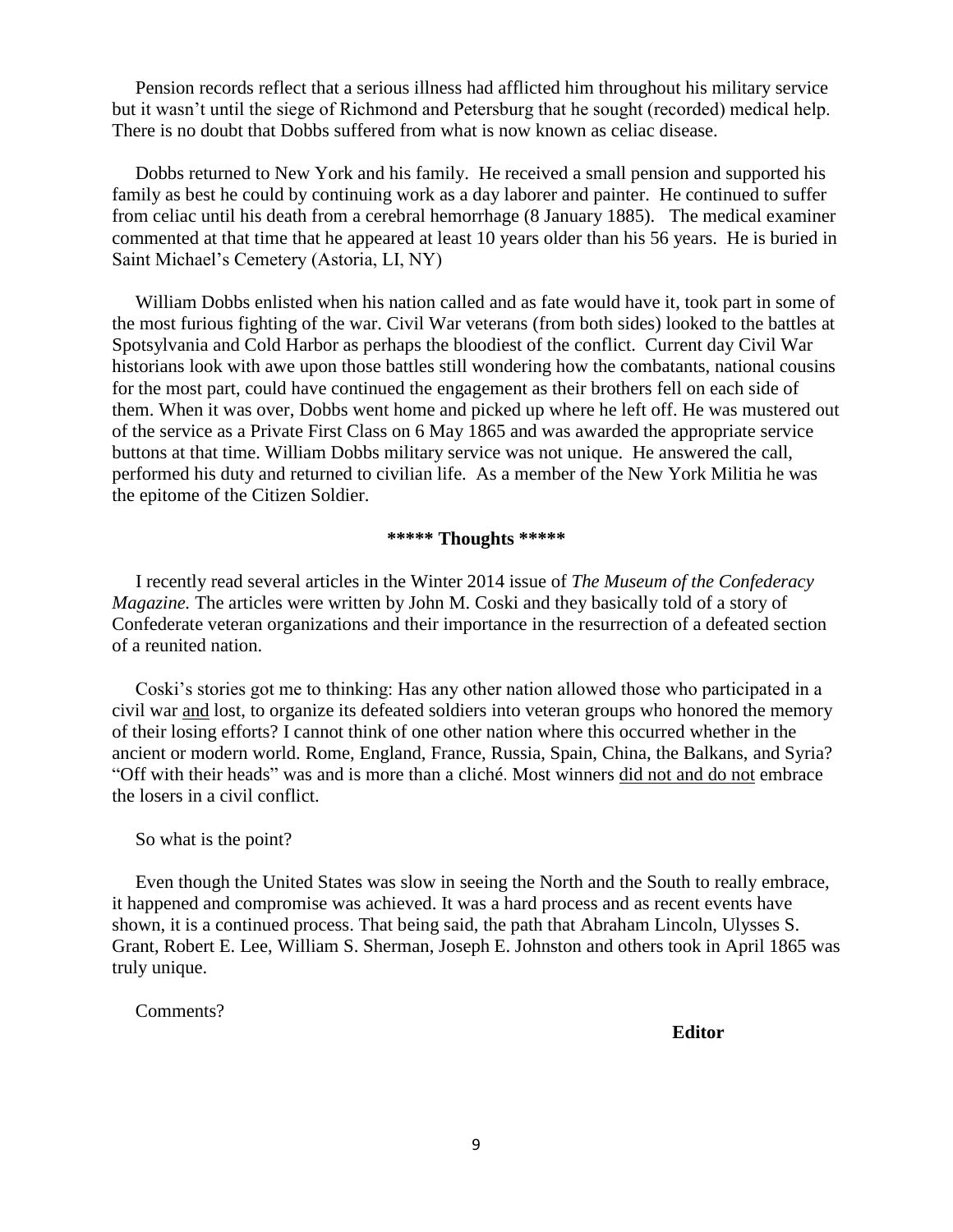Pension records reflect that a serious illness had afflicted him throughout his military service but it wasn't until the siege of Richmond and Petersburg that he sought (recorded) medical help. There is no doubt that Dobbs suffered from what is now known as celiac disease.

Dobbs returned to New York and his family. He received a small pension and supported his family as best he could by continuing work as a day laborer and painter. He continued to suffer from celiac until his death from a cerebral hemorrhage (8 January 1885). The medical examiner commented at that time that he appeared at least 10 years older than his 56 years. He is buried in Saint Michael's Cemetery (Astoria, LI, NY)

William Dobbs enlisted when his nation called and as fate would have it, took part in some of the most furious fighting of the war. Civil War veterans (from both sides) looked to the battles at Spotsylvania and Cold Harbor as perhaps the bloodiest of the conflict. Current day Civil War historians look with awe upon those battles still wondering how the combatants, national cousins for the most part, could have continued the engagement as their brothers fell on each side of them. When it was over, Dobbs went home and picked up where he left off. He was mustered out of the service as a Private First Class on 6 May 1865 and was awarded the appropriate service buttons at that time. William Dobbs military service was not unique. He answered the call, performed his duty and returned to civilian life. As a member of the New York Militia he was the epitome of the Citizen Soldier.

**\*\*\*\*\* Thoughts \*\*\*\*\***

I recently read several articles in the Winter 2014 issue of *The Museum of the Confederacy Magazine.* The articles were written by John M. Coski and they basically told of a story of Confederate veteran organizations and their importance in the resurrection of a defeated section of a reunited nation.

Coski's stories got me to thinking: Has any other nation allowed those who participated in a civil war <u>and</u> lost, to organize its defeated soldiers into veteran groups who honored the memory of their losing efforts? I cannot think of one other nation where this occurred whether in the ancient or modern world. Rome, England, France, Russia, Spain, China, the Balkans, and Syria? "Off with their heads" was and is more than a cliché. Most winners <u>did not and do not</u> embrace the losers in a civil conflict.

So what is the point?

Even though the United States was slow in seeing the North and the South to really embrace, it happened and compromise was achieved. It was a hard process and as recent events have shown, it is a continued process. That being said, the path that Abraham Lincoln, Ulysses S. Grant, Robert E. Lee, William S. Sherman, Joseph E. Johnston and others took in April 1865 was truly unique.

Comments?

**Editor**